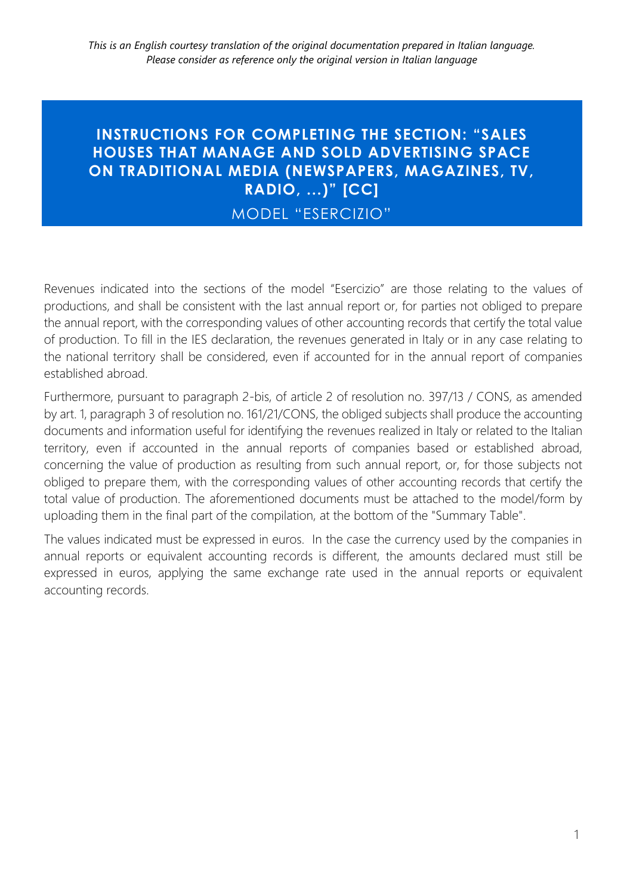*This is an English courtesy translation of the original documentation prepared in Italian language. Please consider as reference only the original version in Italian language*

# INSTRUCTIONS FOR COMPLETING THE SECTION: "SALES HOUSES THAT MANAGE AND SOLD ADVERTISING SPACE ON TRADITIONAL MEDIA (NEWSPAPERS, MAGAZINES, TV, RADIO, …)" [CC]

## MODEL "ESERCIZIO"

Revenues indicated into the sections of the model "Esercizio" are those relating to the values of productions, and shall be consistent with the last annual report or, for parties not obliged to prepare the annual report, with the corresponding values of other accounting records that certify the total value of production. To fill in the IES declaration, the revenues generated in Italy or in any case relating to the national territory shall be considered, even if accounted for in the annual report of companies established abroad.

Furthermore, pursuant to paragraph 2-bis, of article 2 of resolution no. 397/13 / CONS, as amended by art. 1, paragraph 3 of resolution no. 161/21/CONS, the obliged subjects shall produce the accounting documents and information useful for identifying the revenues realized in Italy or related to the Italian territory, even if accounted in the annual reports of companies based or established abroad, concerning the value of production as resulting from such annual report, or, for those subjects not obliged to prepare them, with the corresponding values of other accounting records that certify the total value of production. The aforementioned documents must be attached to the model/form by uploading them in the final part of the compilation, at the bottom of the "Summary Table".

The values indicated must be expressed in euros. In the case the currency used by the companies in annual reports or equivalent accounting records is different, the amounts declared must still be expressed in euros, applying the same exchange rate used in the annual reports or equivalent accounting records.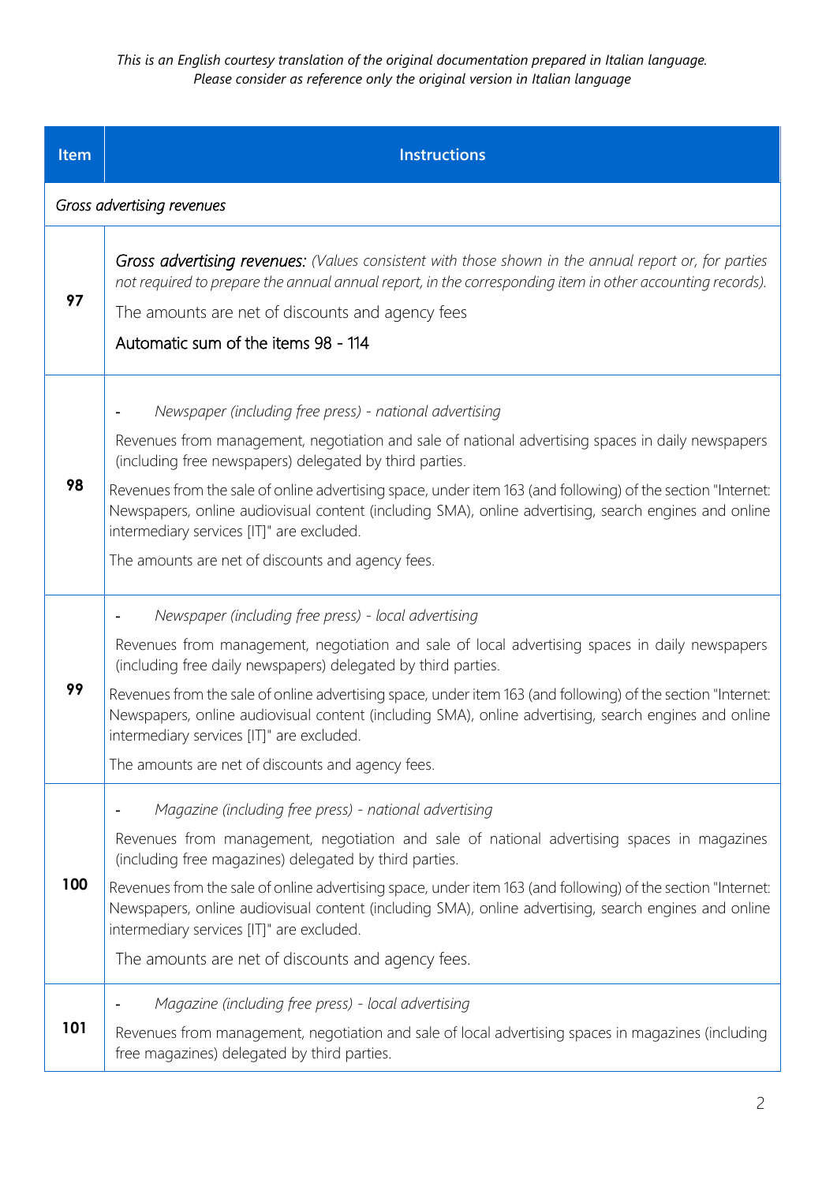*This is an English courtesy translation of the original documentation prepared in Italian language.*
*Please consider as reference only the original version in Italian language*

| Item | Instructions |
|---|---|
| *Gross advertising revenues* | |
| 97 | *Gross advertising revenues: (Values consistent with those shown in the annual report or, for parties not required to prepare the annual annual report, in the corresponding item in other accounting records).* <br> The amounts are net of discounts and agency fees <br> Automatic sum of the items 98 - 114 |
| 98 | - *Newspaper (including free press) - national advertising* <br> Revenues from management, negotiation and sale of national advertising spaces in daily newspapers (including free newspapers) delegated by third parties. <br> Revenues from the sale of online advertising space, under item 163 (and following) of the section "Internet: Newspapers, online audiovisual content (including SMA), online advertising, search engines and online intermediary services [IT]" are excluded. <br> The amounts are net of discounts and agency fees. |
| 99 | - *Newspaper (including free press) - local advertising* <br> Revenues from management, negotiation and sale of local advertising spaces in daily newspapers (including free daily newspapers) delegated by third parties. <br> Revenues from the sale of online advertising space, under item 163 (and following) of the section "Internet: Newspapers, online audiovisual content (including SMA), online advertising, search engines and online intermediary services [IT]" are excluded. <br> The amounts are net of discounts and agency fees. |
| 100 | - *Magazine (including free press) - national advertising* <br> Revenues from management, negotiation and sale of national advertising spaces in magazines (including free magazines) delegated by third parties. <br> Revenues from the sale of online advertising space, under item 163 (and following) of the section "Internet: Newspapers, online audiovisual content (including SMA), online advertising, search engines and online intermediary services [IT]" are excluded. <br> The amounts are net of discounts and agency fees. |
| 101 | - *Magazine (including free press) - local advertising* <br> Revenues from management, negotiation and sale of local advertising spaces in magazines (including free magazines) delegated by third parties. |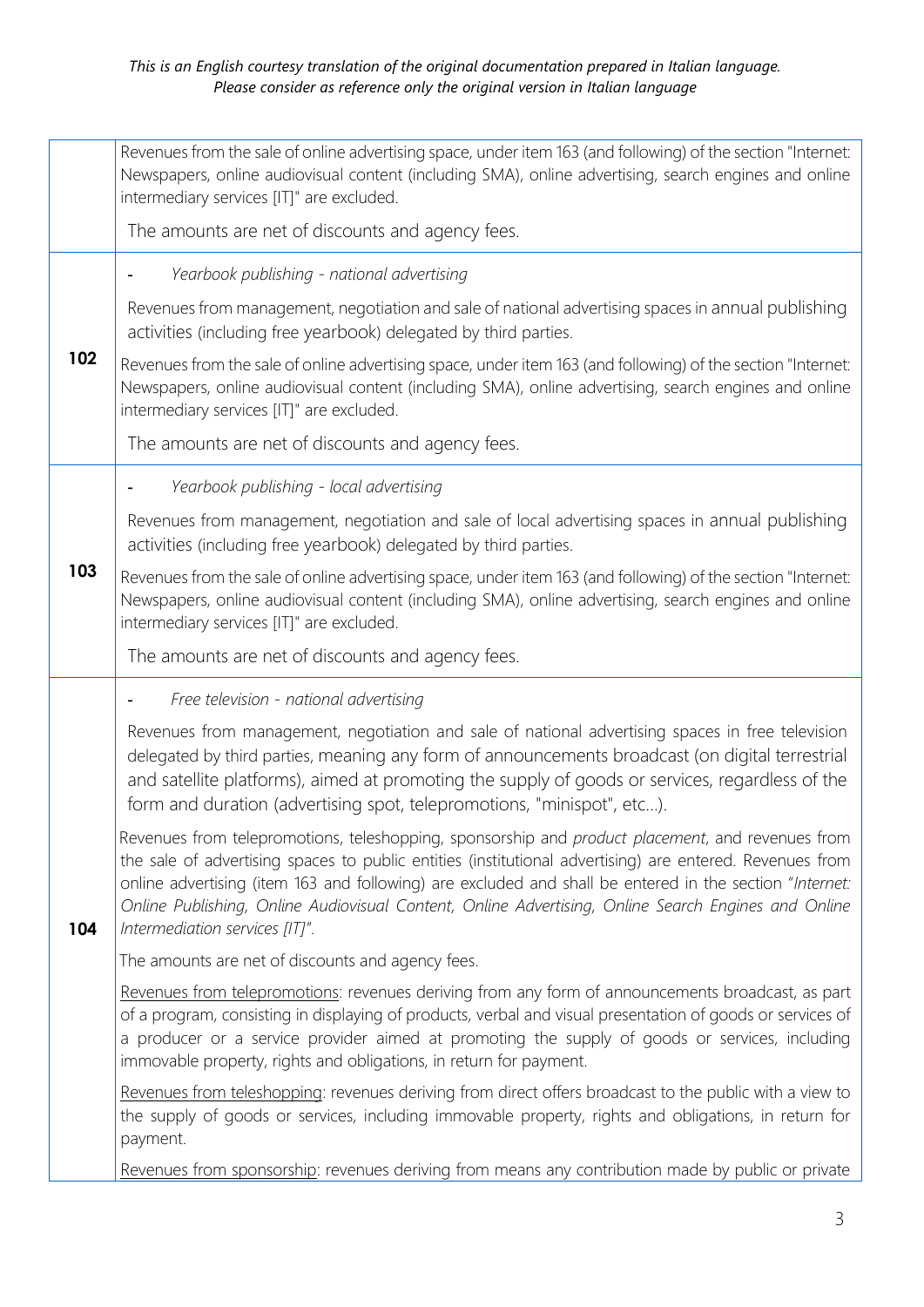*This is an English courtesy translation of the original documentation prepared in Italian language. Please consider as reference only the original version in Italian language*

| | |
|---|---|
| | Revenues from the sale of online advertising space, under item 163 (and following) of the section "Internet: Newspapers, online audiovisual content (including SMA), online advertising, search engines and online intermediary services [IT]" are excluded.<br><br>The amounts are net of discounts and agency fees. |
| **102** | - *Yearbook publishing - national advertising*<br><br>Revenues from management, negotiation and sale of national advertising spaces in annual publishing activities (including free yearbook) delegated by third parties.<br><br>Revenues from the sale of online advertising space, under item 163 (and following) of the section "Internet: Newspapers, online audiovisual content (including SMA), online advertising, search engines and online intermediary services [IT]" are excluded.<br><br>The amounts are net of discounts and agency fees. |
| **103** | - *Yearbook publishing - local advertising*<br><br>Revenues from management, negotiation and sale of local advertising spaces in annual publishing activities (including free yearbook) delegated by third parties.<br><br>Revenues from the sale of online advertising space, under item 163 (and following) of the section "Internet: Newspapers, online audiovisual content (including SMA), online advertising, search engines and online intermediary services [IT]" are excluded.<br><br>The amounts are net of discounts and agency fees. |
| **104** | - *Free television - national advertising*<br><br>Revenues from management, negotiation and sale of national advertising spaces in free television delegated by third parties, meaning any form of announcements broadcast (on digital terrestrial and satellite platforms), aimed at promoting the supply of goods or services, regardless of the form and duration (advertising spot, telepromotions, "minispot", etc...).<br><br>Revenues from telepromotions, teleshopping, sponsorship and *product placement*, and revenues from the sale of advertising spaces to public entities (institutional advertising) are entered. Revenues from online advertising (item 163 and following) are excluded and shall be entered in the section "*Internet: Online Publishing, Online Audiovisual Content, Online Advertising, Online Search Engines and Online Intermediation services [IT]*".<br><br>The amounts are net of discounts and agency fees.<br><br><u>Revenues from telepromotions</u>: revenues deriving from any form of announcements broadcast, as part of a program, consisting in displaying of products, verbal and visual presentation of goods or services of a producer or a service provider aimed at promoting the supply of goods or services, including immovable property, rights and obligations, in return for payment.<br><br><u>Revenues from teleshopping</u>: revenues deriving from direct offers broadcast to the public with a view to the supply of goods or services, including immovable property, rights and obligations, in return for payment.<br><br><u>Revenues from sponsorship</u>: revenues deriving from means any contribution made by public or private |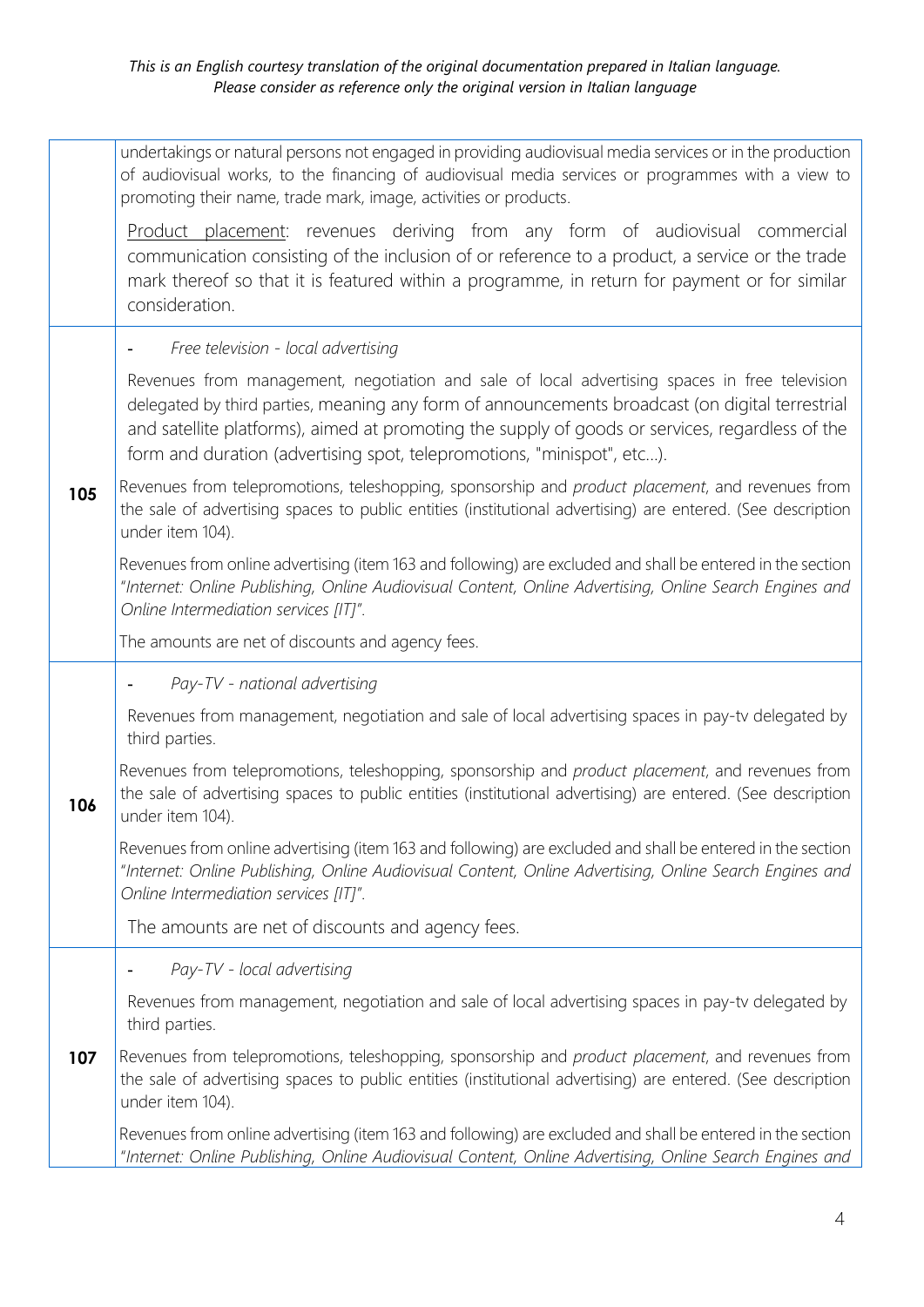*This is an English courtesy translation of the original documentation prepared in Italian language. Please consider as reference only the original version in Italian language*

| | |
|---|---|
| | undertakings or natural persons not engaged in providing audiovisual media services or in the production of audiovisual works, to the financing of audiovisual media services or programmes with a view to promoting their name, trade mark, image, activities or products.<br><br>Product placement: revenues deriving from any form of audiovisual commercial communication consisting of the inclusion of or reference to a product, a service or the trade mark thereof so that it is featured within a programme, in return for payment or for similar consideration. |
| **105** | - *Free television - local advertising*<br><br>Revenues from management, negotiation and sale of local advertising spaces in free television delegated by third parties, meaning any form of announcements broadcast (on digital terrestrial and satellite platforms), aimed at promoting the supply of goods or services, regardless of the form and duration (advertising spot, telepromotions, "minispot", etc…).<br><br>Revenues from telepromotions, teleshopping, sponsorship and *product placement*, and revenues from the sale of advertising spaces to public entities (institutional advertising) are entered. (See description under item 104).<br><br>Revenues from online advertising (item 163 and following) are excluded and shall be entered in the section "*Internet: Online Publishing, Online Audiovisual Content, Online Advertising, Online Search Engines and Online Intermediation services [IT]*".<br><br>The amounts are net of discounts and agency fees. |
| **106** | - *Pay-TV - national advertising*<br><br>Revenues from management, negotiation and sale of local advertising spaces in pay-tv delegated by third parties.<br><br>Revenues from telepromotions, teleshopping, sponsorship and *product placement*, and revenues from the sale of advertising spaces to public entities (institutional advertising) are entered. (See description under item 104).<br><br>Revenues from online advertising (item 163 and following) are excluded and shall be entered in the section "*Internet: Online Publishing, Online Audiovisual Content, Online Advertising, Online Search Engines and Online Intermediation services [IT]*".<br><br>The amounts are net of discounts and agency fees. |
| **107** | - *Pay-TV - local advertising*<br><br>Revenues from management, negotiation and sale of local advertising spaces in pay-tv delegated by third parties.<br><br>Revenues from telepromotions, teleshopping, sponsorship and *product placement*, and revenues from the sale of advertising spaces to public entities (institutional advertising) are entered. (See description under item 104).<br><br>Revenues from online advertising (item 163 and following) are excluded and shall be entered in the section "*Internet: Online Publishing, Online Audiovisual Content, Online Advertising, Online Search Engines and* |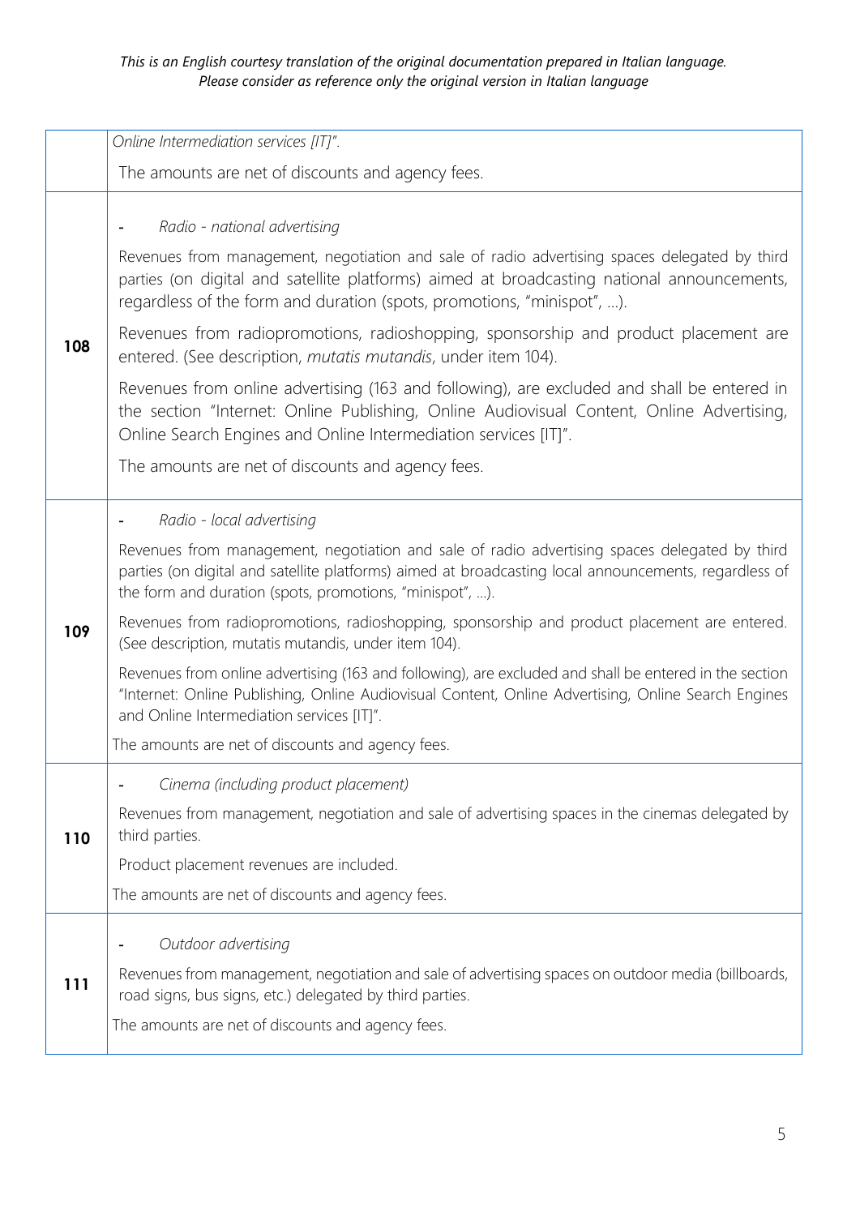*This is an English courtesy translation of the original documentation prepared in Italian language. Please consider as reference only the original version in Italian language*

| | |
|---|---|
| | *Online Intermediation services [IT]".*<br><br>The amounts are net of discounts and agency fees. |
| **108** | - *Radio - national advertising*<br><br>Revenues from management, negotiation and sale of radio advertising spaces delegated by third parties (on digital and satellite platforms) aimed at broadcasting national announcements, regardless of the form and duration (spots, promotions, "minispot", ...).<br><br>Revenues from radiopromotions, radioshopping, sponsorship and product placement are entered. (See description, *mutatis mutandis*, under item 104).<br><br>Revenues from online advertising (163 and following), are excluded and shall be entered in the section "Internet: Online Publishing, Online Audiovisual Content, Online Advertising, Online Search Engines and Online Intermediation services [IT]".<br><br>The amounts are net of discounts and agency fees. |
| **109** | - *Radio - local advertising*<br><br>Revenues from management, negotiation and sale of radio advertising spaces delegated by third parties (on digital and satellite platforms) aimed at broadcasting local announcements, regardless of the form and duration (spots, promotions, "minispot", ...).<br><br>Revenues from radiopromotions, radioshopping, sponsorship and product placement are entered. (See description, mutatis mutandis, under item 104).<br><br>Revenues from online advertising (163 and following), are excluded and shall be entered in the section "Internet: Online Publishing, Online Audiovisual Content, Online Advertising, Online Search Engines and Online Intermediation services [IT]".<br><br>The amounts are net of discounts and agency fees. |
| **110** | - *Cinema (including product placement)*<br><br>Revenues from management, negotiation and sale of advertising spaces in the cinemas delegated by third parties.<br><br>Product placement revenues are included.<br><br>The amounts are net of discounts and agency fees. |
| **111** | - *Outdoor advertising*<br><br>Revenues from management, negotiation and sale of advertising spaces on outdoor media (billboards, road signs, bus signs, etc.) delegated by third parties.<br><br>The amounts are net of discounts and agency fees. |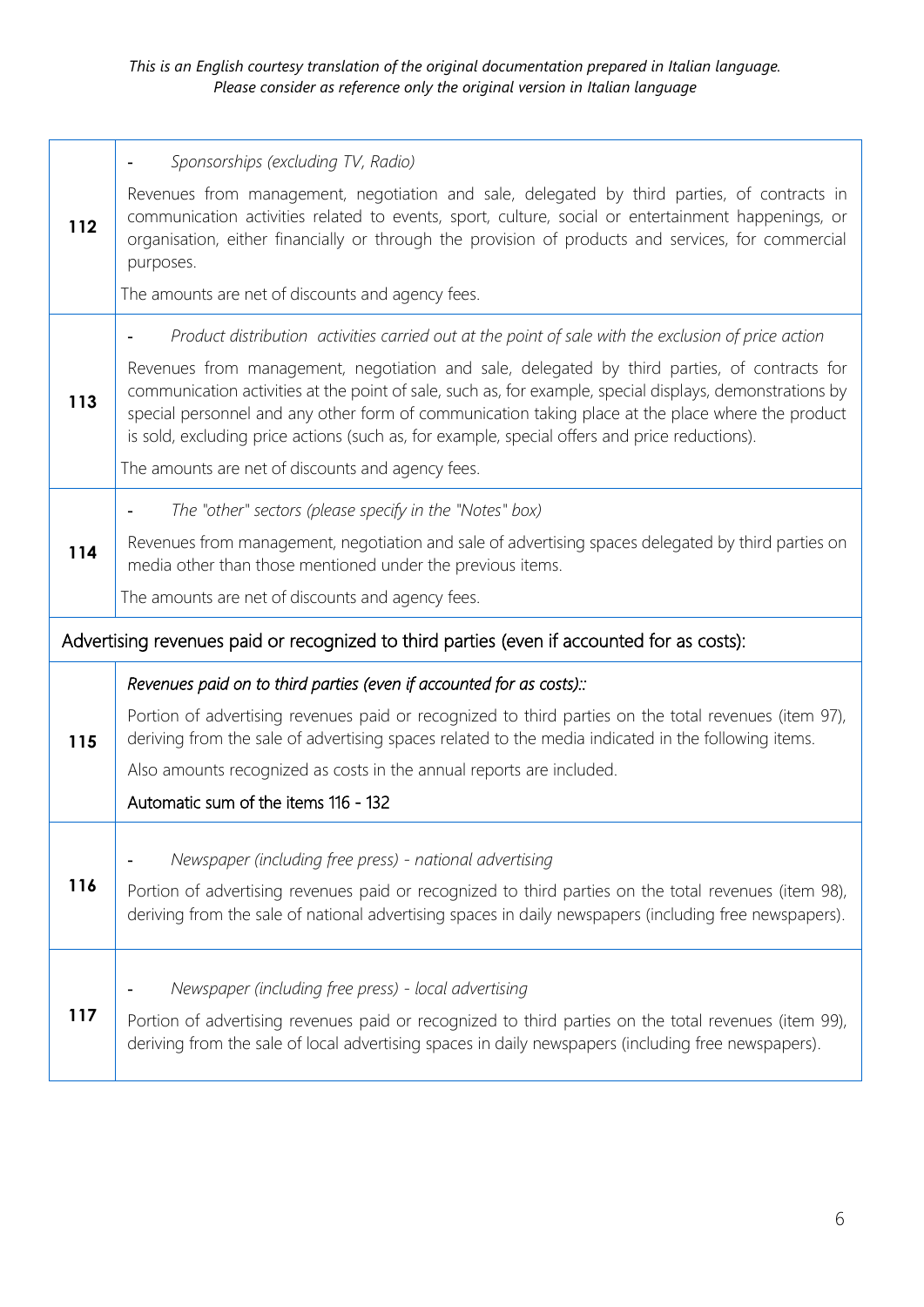*This is an English courtesy translation of the original documentation prepared in Italian language.*
*Please consider as reference only the original version in Italian language*

| | |
|---|---|
| **112** | - *Sponsorships (excluding TV, Radio)*<br><br>Revenues from management, negotiation and sale, delegated by third parties, of contracts in communication activities related to events, sport, culture, social or entertainment happenings, or organisation, either financially or through the provision of products and services, for commercial purposes.<br><br>The amounts are net of discounts and agency fees. |
| **113** | - *Product distribution activities carried out at the point of sale with the exclusion of price action*<br><br>Revenues from management, negotiation and sale, delegated by third parties, of contracts for communication activities at the point of sale, such as, for example, special displays, demonstrations by special personnel and any other form of communication taking place at the place where the product is sold, excluding price actions (such as, for example, special offers and price reductions).<br><br>The amounts are net of discounts and agency fees. |
| **114** | - *The "other" sectors (please specify in the "Notes" box)*<br><br>Revenues from management, negotiation and sale of advertising spaces delegated by third parties on media other than those mentioned under the previous items.<br><br>The amounts are net of discounts and agency fees. |
| Advertising revenues paid or recognized to third parties (even if accounted for as costs): | |
| **115** | *Revenues paid on to third parties (even if accounted for as costs)::*<br><br>Portion of advertising revenues paid or recognized to third parties on the total revenues (item 97), deriving from the sale of advertising spaces related to the media indicated in the following items.<br><br>Also amounts recognized as costs in the annual reports are included.<br><br>Automatic sum of the items 116 - 132 |
| **116** | - *Newspaper (including free press) - national advertising*<br><br>Portion of advertising revenues paid or recognized to third parties on the total revenues (item 98), deriving from the sale of national advertising spaces in daily newspapers (including free newspapers). |
| **117** | - *Newspaper (including free press) - local advertising*<br><br>Portion of advertising revenues paid or recognized to third parties on the total revenues (item 99), deriving from the sale of local advertising spaces in daily newspapers (including free newspapers). |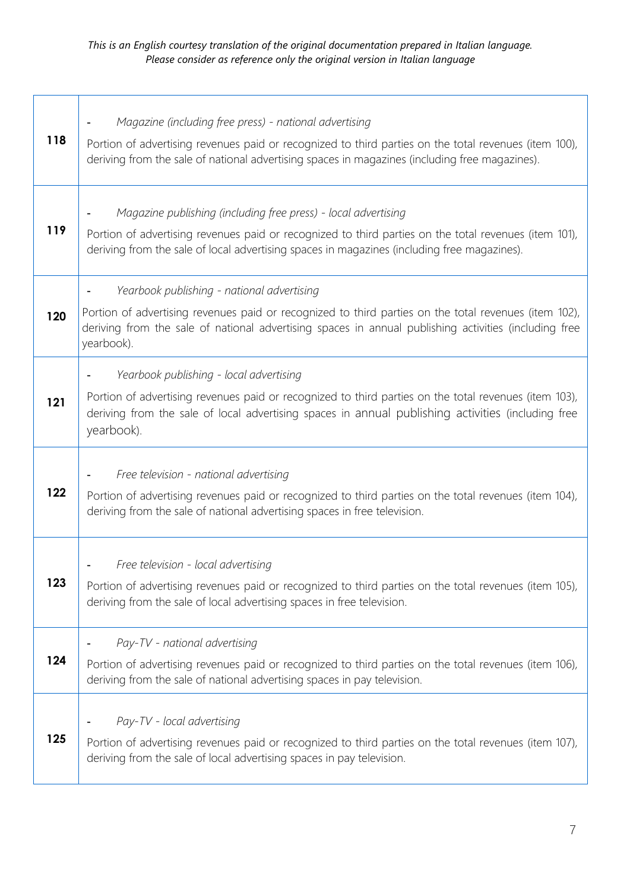*This is an English courtesy translation of the original documentation prepared in Italian language.*
*Please consider as reference only the original version in Italian language*

| | |
|---|---|
| **118** | - *Magazine (including free press) - national advertising*<br><br>Portion of advertising revenues paid or recognized to third parties on the total revenues (item 100), deriving from the sale of national advertising spaces in magazines (including free magazines). |
| **119** | - *Magazine publishing (including free press) - local advertising*<br><br>Portion of advertising revenues paid or recognized to third parties on the total revenues (item 101), deriving from the sale of local advertising spaces in magazines (including free magazines). |
| **120** | - *Yearbook publishing - national advertising*<br><br>Portion of advertising revenues paid or recognized to third parties on the total revenues (item 102), deriving from the sale of national advertising spaces in annual publishing activities (including free yearbook). |
| **121** | - *Yearbook publishing - local advertising*<br><br>Portion of advertising revenues paid or recognized to third parties on the total revenues (item 103), deriving from the sale of local advertising spaces in annual publishing activities (including free yearbook). |
| **122** | - *Free television - national advertising*<br><br>Portion of advertising revenues paid or recognized to third parties on the total revenues (item 104), deriving from the sale of national advertising spaces in free television. |
| **123** | - *Free television - local advertising*<br><br>Portion of advertising revenues paid or recognized to third parties on the total revenues (item 105), deriving from the sale of local advertising spaces in free television. |
| **124** | - *Pay-TV - national advertising*<br><br>Portion of advertising revenues paid or recognized to third parties on the total revenues (item 106), deriving from the sale of national advertising spaces in pay television. |
| **125** | - *Pay-TV - local advertising*<br><br>Portion of advertising revenues paid or recognized to third parties on the total revenues (item 107), deriving from the sale of local advertising spaces in pay television. |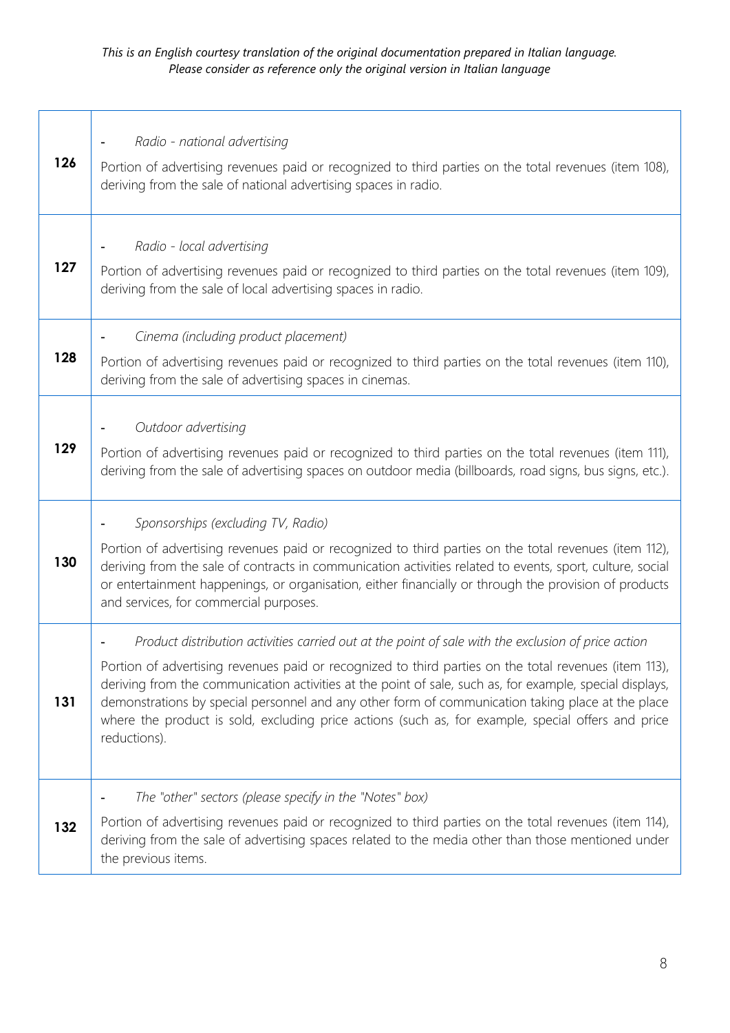*This is an English courtesy translation of the original documentation prepared in Italian language.*
*Please consider as reference only the original version in Italian language*

| | |
|---|---|
| **126** | - *Radio - national advertising*<br><br>Portion of advertising revenues paid or recognized to third parties on the total revenues (item 108), deriving from the sale of national advertising spaces in radio. |
| **127** | - *Radio - local advertising*<br><br>Portion of advertising revenues paid or recognized to third parties on the total revenues (item 109), deriving from the sale of local advertising spaces in radio. |
| **128** | - *Cinema (including product placement)*<br><br>Portion of advertising revenues paid or recognized to third parties on the total revenues (item 110), deriving from the sale of advertising spaces in cinemas. |
| **129** | - *Outdoor advertising*<br><br>Portion of advertising revenues paid or recognized to third parties on the total revenues (item 111), deriving from the sale of advertising spaces on outdoor media (billboards, road signs, bus signs, etc.). |
| **130** | - *Sponsorships (excluding TV, Radio)*<br><br>Portion of advertising revenues paid or recognized to third parties on the total revenues (item 112), deriving from the sale of contracts in communication activities related to events, sport, culture, social or entertainment happenings, or organisation, either financially or through the provision of products and services, for commercial purposes. |
| **131** | - *Product distribution activities carried out at the point of sale with the exclusion of price action*<br><br>Portion of advertising revenues paid or recognized to third parties on the total revenues (item 113), deriving from the communication activities at the point of sale, such as, for example, special displays, demonstrations by special personnel and any other form of communication taking place at the place where the product is sold, excluding price actions (such as, for example, special offers and price reductions). |
| **132** | - *The "other" sectors (please specify in the "Notes" box)*<br><br>Portion of advertising revenues paid or recognized to third parties on the total revenues (item 114), deriving from the sale of advertising spaces related to the media other than those mentioned under the previous items. |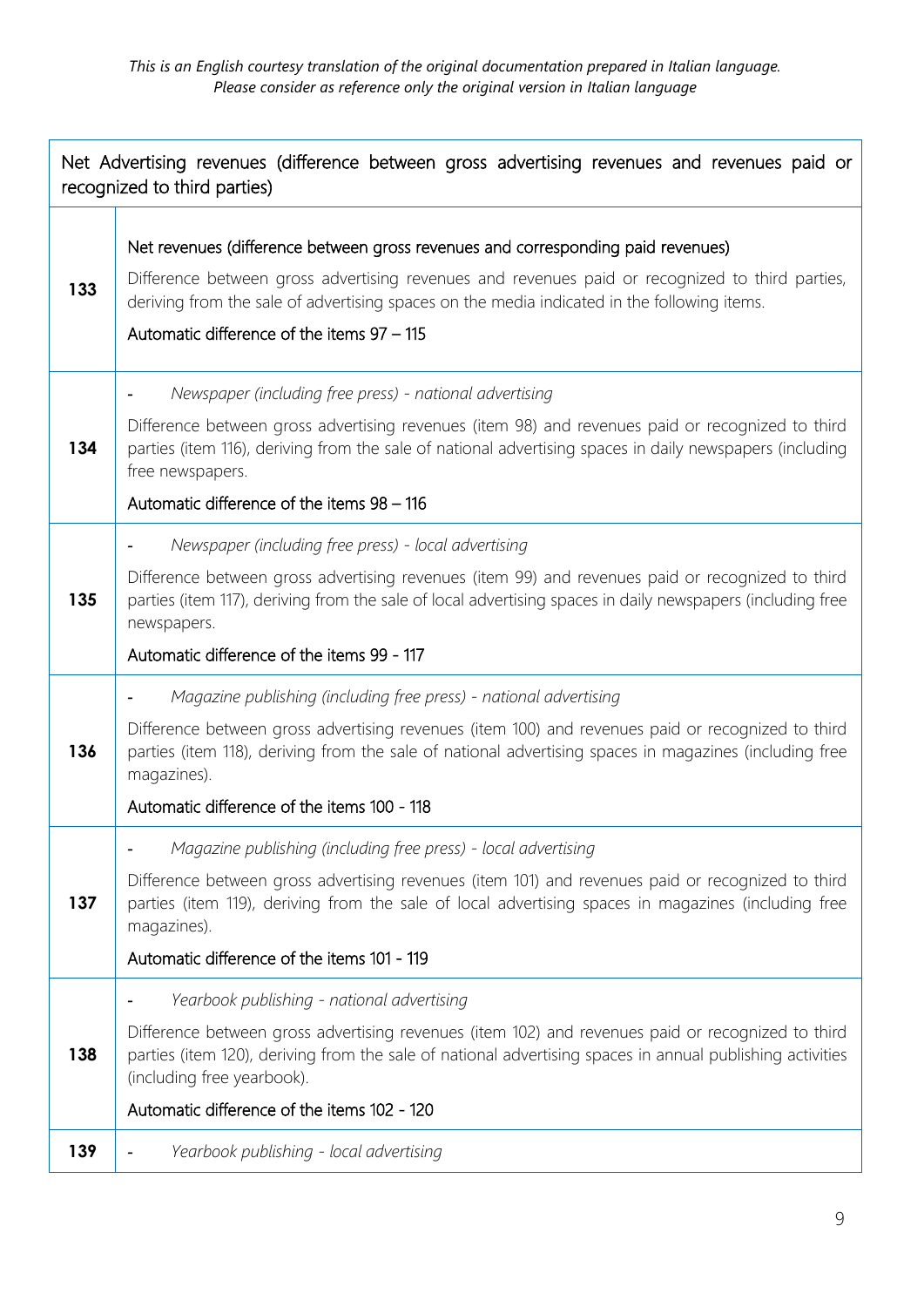*This is an English courtesy translation of the original documentation prepared in Italian language. Please consider as reference only the original version in Italian language*

| Net Advertising revenues (difference between gross advertising revenues and revenues paid or recognized to third parties) | |
|---|---|
| **133** | Net revenues (difference between gross revenues and corresponding paid revenues)<br><br>Difference between gross advertising revenues and revenues paid or recognized to third parties, deriving from the sale of advertising spaces on the media indicated in the following items.<br><br>Automatic difference of the items 97 – 115 |
| **134** | - *Newspaper (including free press) - national advertising*<br><br>Difference between gross advertising revenues (item 98) and revenues paid or recognized to third parties (item 116), deriving from the sale of national advertising spaces in daily newspapers (including free newspapers.<br><br>Automatic difference of the items 98 – 116 |
| **135** | - *Newspaper (including free press) - local advertising*<br><br>Difference between gross advertising revenues (item 99) and revenues paid or recognized to third parties (item 117), deriving from the sale of local advertising spaces in daily newspapers (including free newspapers.<br><br>Automatic difference of the items 99 - 117 |
| **136** | - *Magazine publishing (including free press) - national advertising*<br><br>Difference between gross advertising revenues (item 100) and revenues paid or recognized to third parties (item 118), deriving from the sale of national advertising spaces in magazines (including free magazines).<br><br>Automatic difference of the items 100 - 118 |
| **137** | - *Magazine publishing (including free press) - local advertising*<br><br>Difference between gross advertising revenues (item 101) and revenues paid or recognized to third parties (item 119), deriving from the sale of local advertising spaces in magazines (including free magazines).<br><br>Automatic difference of the items 101 - 119 |
| **138** | - *Yearbook publishing - national advertising*<br><br>Difference between gross advertising revenues (item 102) and revenues paid or recognized to third parties (item 120), deriving from the sale of national advertising spaces in annual publishing activities (including free yearbook).<br><br>Automatic difference of the items 102 - 120 |
| **139** | - *Yearbook publishing - local advertising* |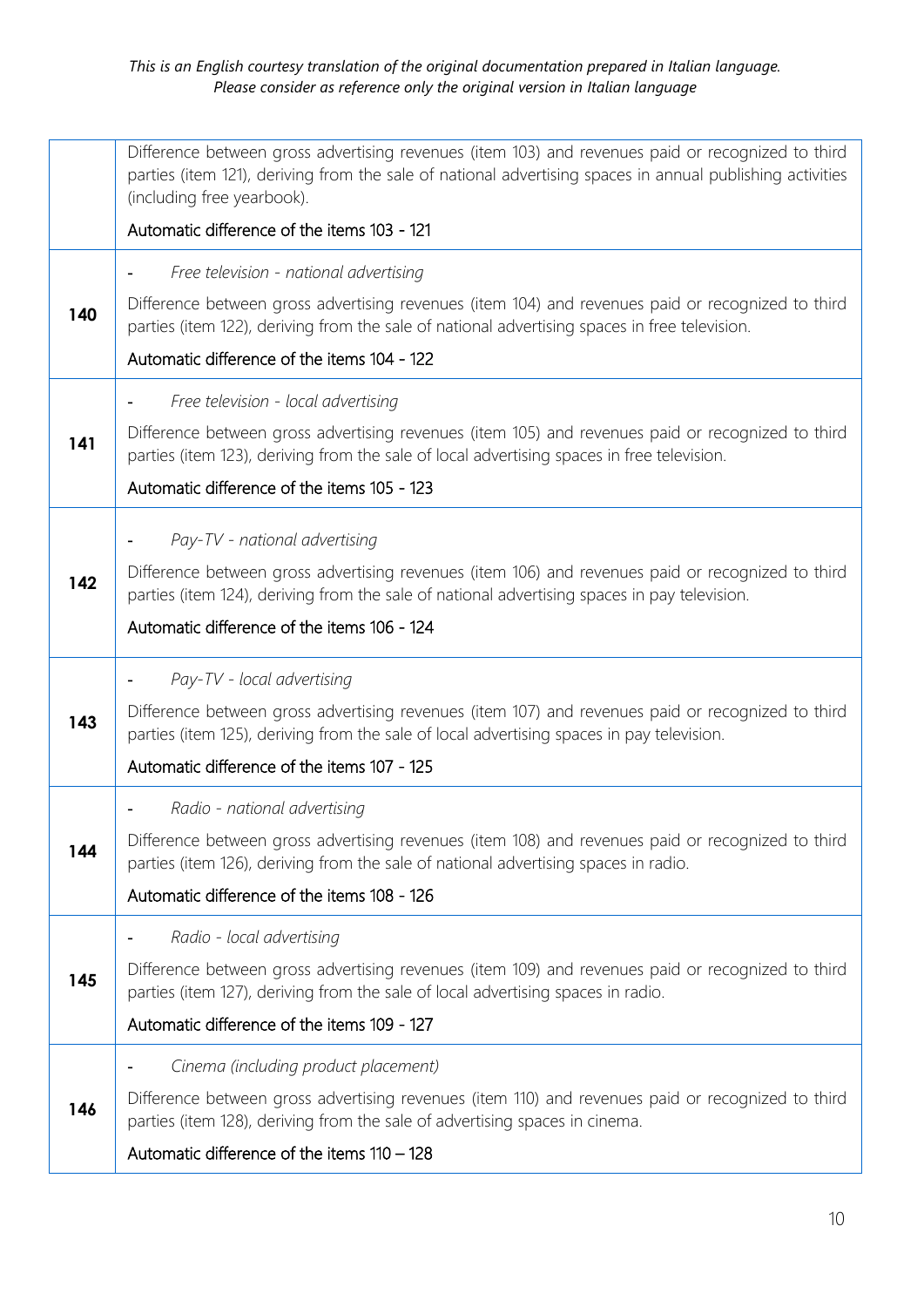*This is an English courtesy translation of the original documentation prepared in Italian language.*
*Please consider as reference only the original version in Italian language*

| | |
|---|---|
| | Difference between gross advertising revenues (item 103) and revenues paid or recognized to third parties (item 121), deriving from the sale of national advertising spaces in annual publishing activities (including free yearbook).<br><br>Automatic difference of the items 103 - 121 |
| **140** | - *Free television - national advertising*<br><br>Difference between gross advertising revenues (item 104) and revenues paid or recognized to third parties (item 122), deriving from the sale of national advertising spaces in free television.<br><br>Automatic difference of the items 104 - 122 |
| **141** | - *Free television - local advertising*<br><br>Difference between gross advertising revenues (item 105) and revenues paid or recognized to third parties (item 123), deriving from the sale of local advertising spaces in free television.<br><br>Automatic difference of the items 105 - 123 |
| **142** | - *Pay-TV - national advertising*<br><br>Difference between gross advertising revenues (item 106) and revenues paid or recognized to third parties (item 124), deriving from the sale of national advertising spaces in pay television.<br><br>Automatic difference of the items 106 - 124 |
| **143** | - *Pay-TV - local advertising*<br><br>Difference between gross advertising revenues (item 107) and revenues paid or recognized to third parties (item 125), deriving from the sale of local advertising spaces in pay television.<br><br>Automatic difference of the items 107 - 125 |
| **144** | - *Radio - national advertising*<br><br>Difference between gross advertising revenues (item 108) and revenues paid or recognized to third parties (item 126), deriving from the sale of national advertising spaces in radio.<br><br>Automatic difference of the items 108 - 126 |
| **145** | - *Radio - local advertising*<br><br>Difference between gross advertising revenues (item 109) and revenues paid or recognized to third parties (item 127), deriving from the sale of local advertising spaces in radio.<br><br>Automatic difference of the items 109 - 127 |
| **146** | - *Cinema (including product placement)*<br><br>Difference between gross advertising revenues (item 110) and revenues paid or recognized to third parties (item 128), deriving from the sale of advertising spaces in cinema.<br><br>Automatic difference of the items 110 – 128 |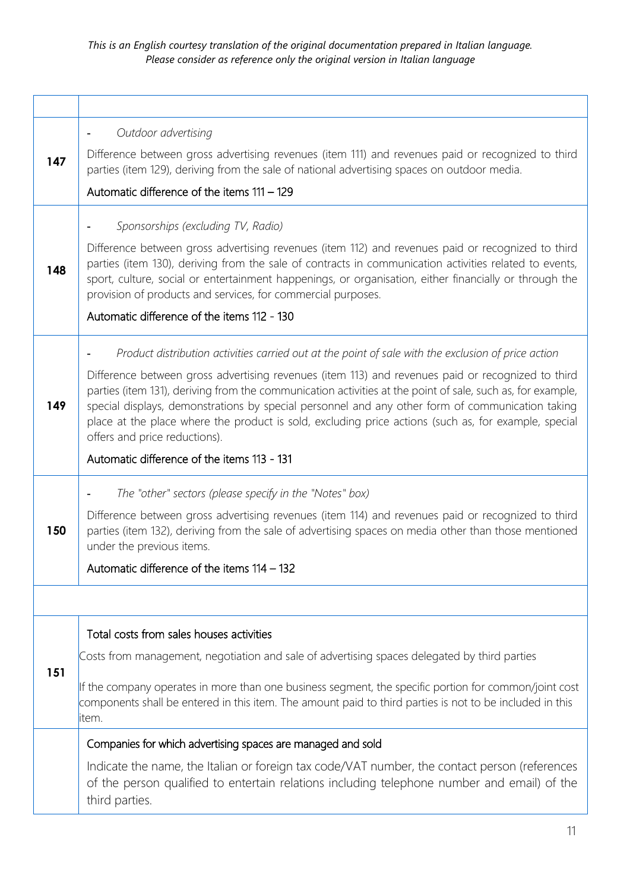*This is an English courtesy translation of the original documentation prepared in Italian language. Please consider as reference only the original version in Italian language*

| | |
|---|---|
| **147** | - *Outdoor advertising*<br><br>Difference between gross advertising revenues (item 111) and revenues paid or recognized to third parties (item 129), deriving from the sale of national advertising spaces on outdoor media.<br><br>Automatic difference of the items 111 – 129 |
| **148** | - *Sponsorships (excluding TV, Radio)*<br><br>Difference between gross advertising revenues (item 112) and revenues paid or recognized to third parties (item 130), deriving from the sale of contracts in communication activities related to events, sport, culture, social or entertainment happenings, or organisation, either financially or through the provision of products and services, for commercial purposes.<br><br>Automatic difference of the items 112 - 130 |
| **149** | - *Product distribution activities carried out at the point of sale with the exclusion of price action*<br><br>Difference between gross advertising revenues (item 113) and revenues paid or recognized to third parties (item 131), deriving from the communication activities at the point of sale, such as, for example, special displays, demonstrations by special personnel and any other form of communication taking place at the place where the product is sold, excluding price actions (such as, for example, special offers and price reductions).<br><br>Automatic difference of the items 113 - 131 |
| **150** | - *The "other" sectors (please specify in the "Notes" box)*<br><br>Difference between gross advertising revenues (item 114) and revenues paid or recognized to third parties (item 132), deriving from the sale of advertising spaces on media other than those mentioned under the previous items.<br><br>Automatic difference of the items 114 – 132 |
| | |
| **151** | Total costs from sales houses activities<br><br>Costs from management, negotiation and sale of advertising spaces delegated by third parties<br><br>If the company operates in more than one business segment, the specific portion for common/joint cost components shall be entered in this item. The amount paid to third parties is not to be included in this item. |
| | Companies for which advertising spaces are managed and sold<br><br>Indicate the name, the Italian or foreign tax code/VAT number, the contact person (references of the person qualified to entertain relations including telephone number and email) of the third parties. |